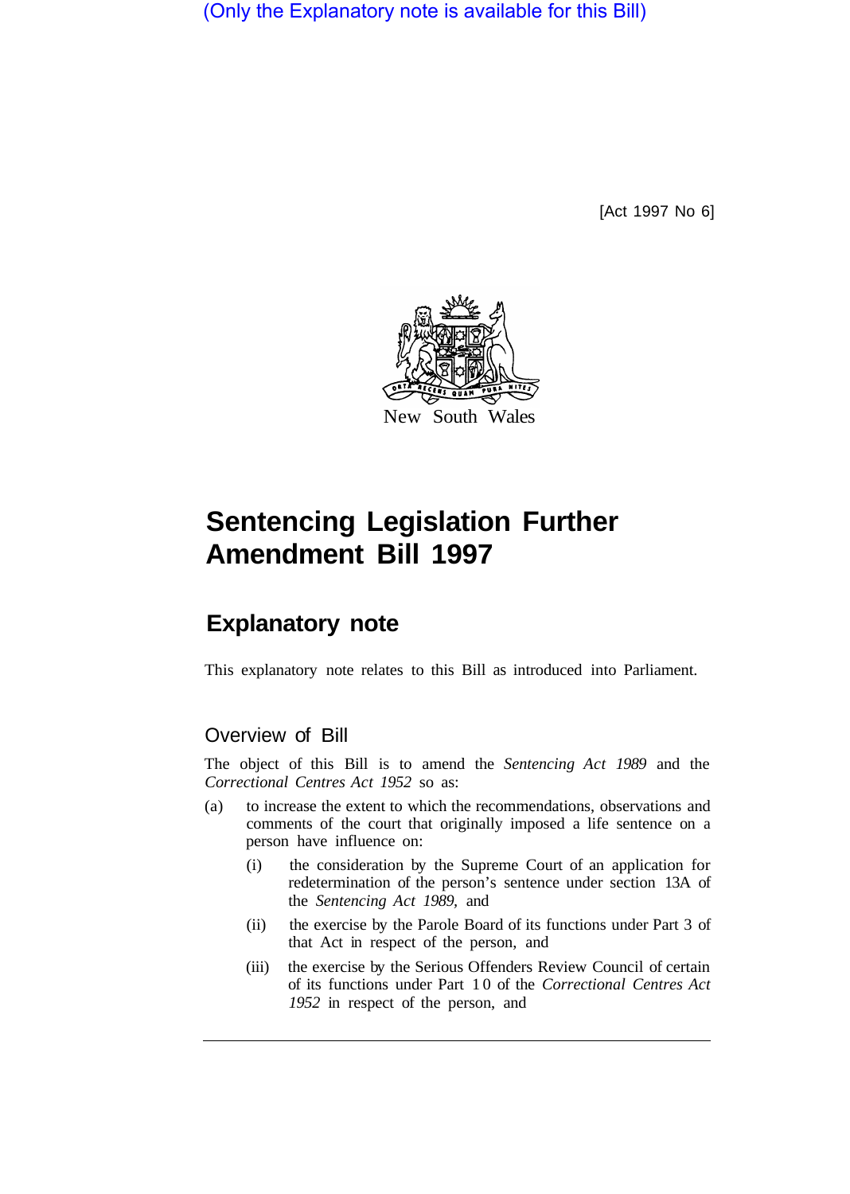(Only the Explanatory note is available for this Bill)

[Act 1997 No 6]

New South Wales

# Sentencing Legislation Further Amendment Bill 1997

## Explanatory note

This explanatory note relates to this Bill as introduced into Parliament.

### Overview of Bill

The object of this Bill is to amend the *Sentencing Act 1989* and the *Correctional Centres Act 1952* so as:

(a) to increase the extent to which the recommendations, observations and comments of the court that originally imposed a life sentence on a person have influence on:

(i) the consideration by the Supreme Court of an application for redetermination of the person's sentence under section 13A of the *Sentencing Act 1989*, and

(ii) the exercise by the Parole Board of its functions under Part 3 of that Act in respect of the person, and

(iii) the exercise by the Serious Offenders Review Council of certain of its functions under Part 10 of the *Correctional Centres Act 1952* in respect of the person, and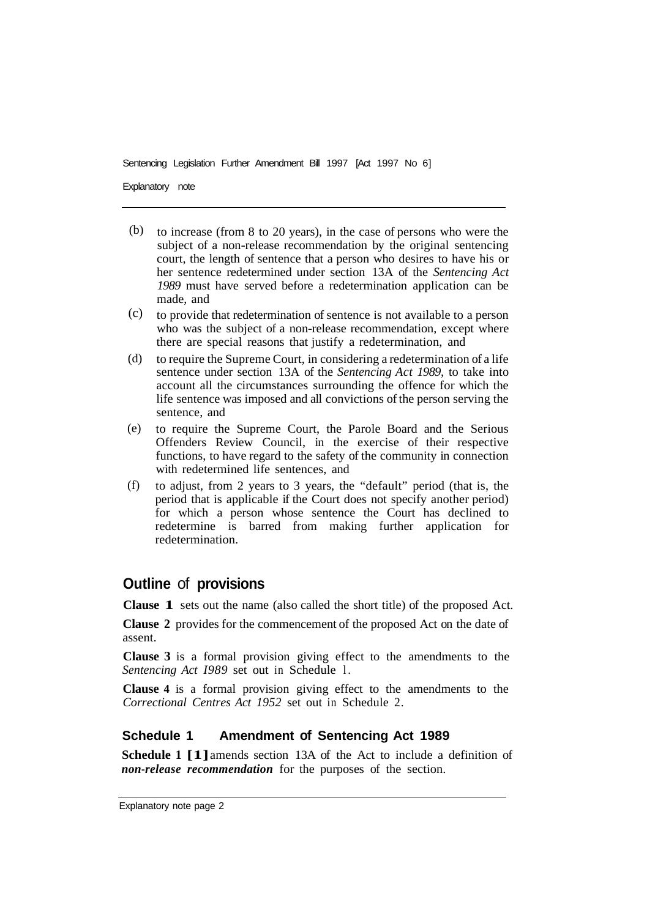(b) to increase (from 8 to 20 years), in the case of persons who were the subject of a non-release recommendation by the original sentencing court, the length of sentence that a person who desires to have his or her sentence redetermined under section 13A of the *Sentencing Act 1989* must have served before a redetermination application can be made, and

(c) to provide that redetermination of sentence is not available to a person who was the subject of a non-release recommendation, except where there are special reasons that justify a redetermination, and

(d) to require the Supreme Court, in considering a redetermination of a life sentence under section 13A of the *Sentencing Act 1989*, to take into account all the circumstances surrounding the offence for which the life sentence was imposed and all convictions of the person serving the sentence, and

(e) to require the Supreme Court, the Parole Board and the Serious Offenders Review Council, in the exercise of their respective functions, to have regard to the safety of the community in connection with redetermined life sentences, and

(f) to adjust, from 2 years to 3 years, the "default" period (that is, the period that is applicable if the Court does not specify another period) for which a person whose sentence the Court has declined to redetermine is barred from making further application for redetermination.

## Outline of provisions

**Clause 1** sets out the name (also called the short title) of the proposed Act.

**Clause 2** provides for the commencement of the proposed Act on the date of assent.

**Clause 3** is a formal provision giving effect to the amendments to the *Sentencing Act 1989* set out in Schedule 1.

**Clause 4** is a formal provision giving effect to the amendments to the *Correctional Centres Act 1952* set out in Schedule 2.

### Schedule 1 Amendment of Sentencing Act 1989

**Schedule 1 [1]** amends section 13A of the Act to include a definition of ***non-release recommendation*** for the purposes of the section.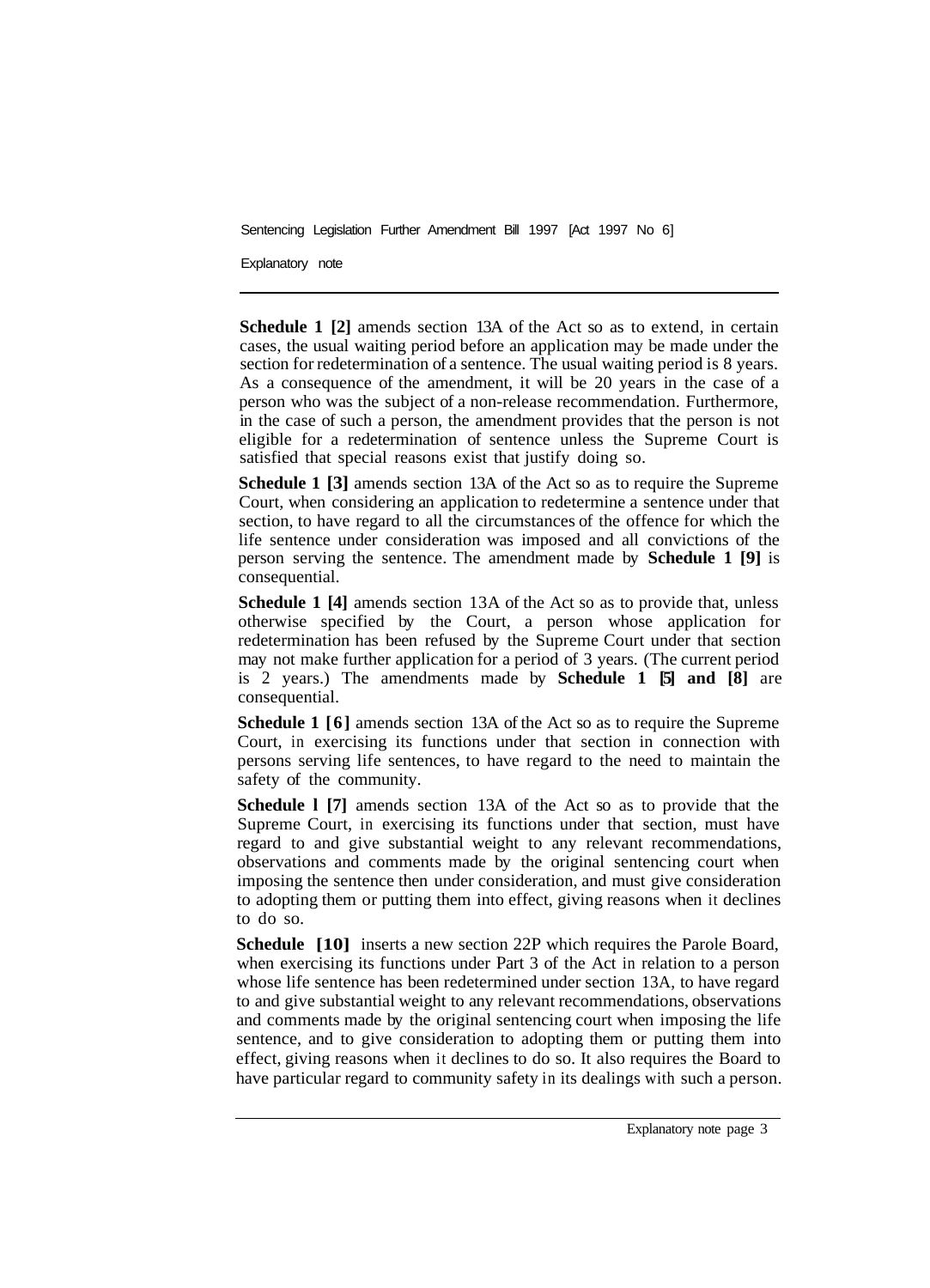**Schedule 1 [2]** amends section 13A of the Act so as to extend, in certain cases, the usual waiting period before an application may be made under the section for redetermination of a sentence. The usual waiting period is 8 years. As a consequence of the amendment, it will be 20 years in the case of a person who was the subject of a non-release recommendation. Furthermore, in the case of such a person, the amendment provides that the person is not eligible for a redetermination of sentence unless the Supreme Court is satisfied that special reasons exist that justify doing so.

**Schedule 1 [3]** amends section 13A of the Act so as to require the Supreme Court, when considering an application to redetermine a sentence under that section, to have regard to all the circumstances of the offence for which the life sentence under consideration was imposed and all convictions of the person serving the sentence. The amendment made by **Schedule 1 [9]** is consequential.

**Schedule 1 [4]** amends section 13A of the Act so as to provide that, unless otherwise specified by the Court, a person whose application for redetermination has been refused by the Supreme Court under that section may not make further application for a period of 3 years. (The current period is 2 years.) The amendments made by **Schedule 1 [5] and [8]** are consequential.

**Schedule 1 [6]** amends section 13A of the Act so as to require the Supreme Court, in exercising its functions under that section in connection with persons serving life sentences, to have regard to the need to maintain the safety of the community.

**Schedule 1 [7]** amends section 13A of the Act so as to provide that the Supreme Court, in exercising its functions under that section, must have regard to and give substantial weight to any relevant recommendations, observations and comments made by the original sentencing court when imposing the sentence then under consideration, and must give consideration to adopting them or putting them into effect, giving reasons when it declines to do so.

**Schedule [10]** inserts a new section 22P which requires the Parole Board, when exercising its functions under Part 3 of the Act in relation to a person whose life sentence has been redetermined under section 13A, to have regard to and give substantial weight to any relevant recommendations, observations and comments made by the original sentencing court when imposing the life sentence, and to give consideration to adopting them or putting them into effect, giving reasons when it declines to do so. It also requires the Board to have particular regard to community safety in its dealings with such a person.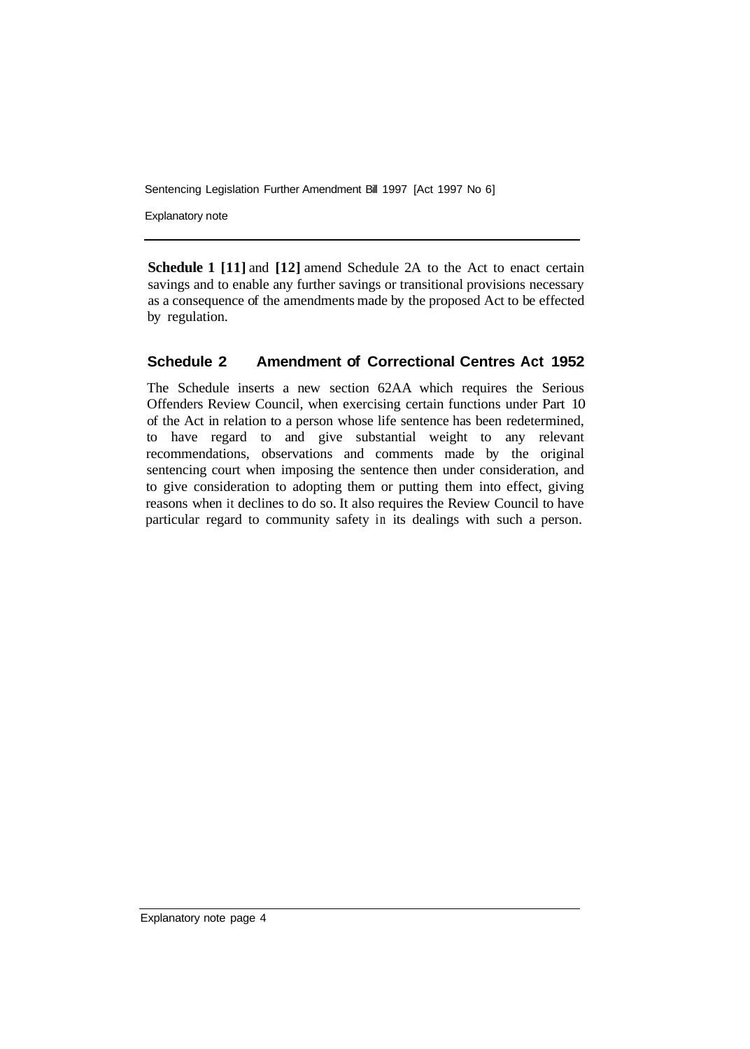**Schedule 1 [11]** and **[12]** amend Schedule 2A to the Act to enact certain savings and to enable any further savings or transitional provisions necessary as a consequence of the amendments made by the proposed Act to be effected by regulation.

## Schedule 2 Amendment of Correctional Centres Act 1952

The Schedule inserts a new section 62AA which requires the Serious Offenders Review Council, when exercising certain functions under Part 10 of the Act in relation to a person whose life sentence has been redetermined, to have regard to and give substantial weight to any relevant recommendations, observations and comments made by the original sentencing court when imposing the sentence then under consideration, and to give consideration to adopting them or putting them into effect, giving reasons when it declines to do so. It also requires the Review Council to have particular regard to community safety in its dealings with such a person.